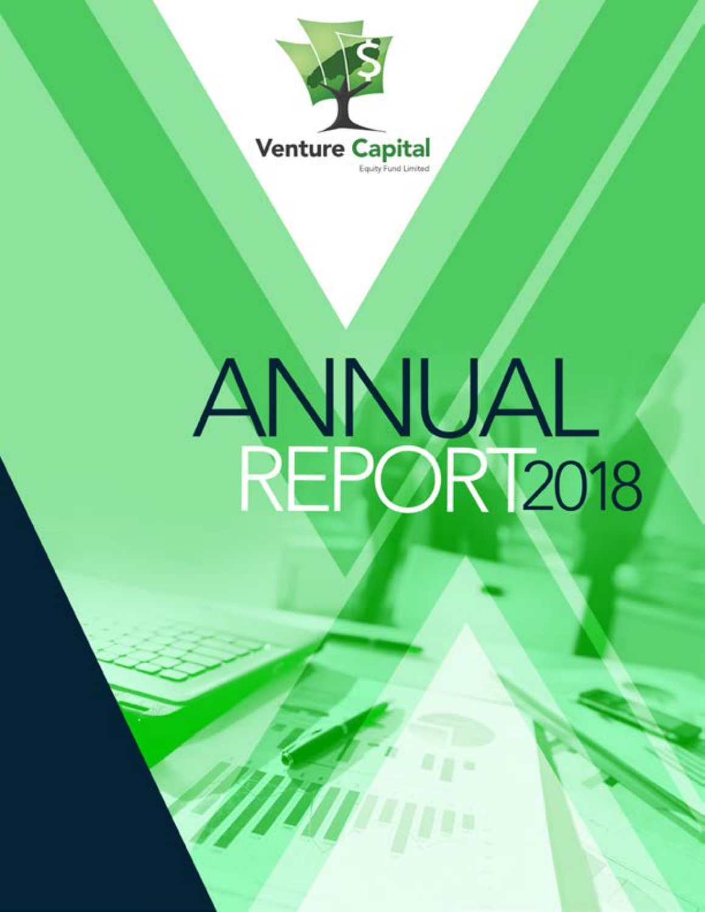Venture Capital

Equity Fund Limited

# ANNUAL REPORT 2018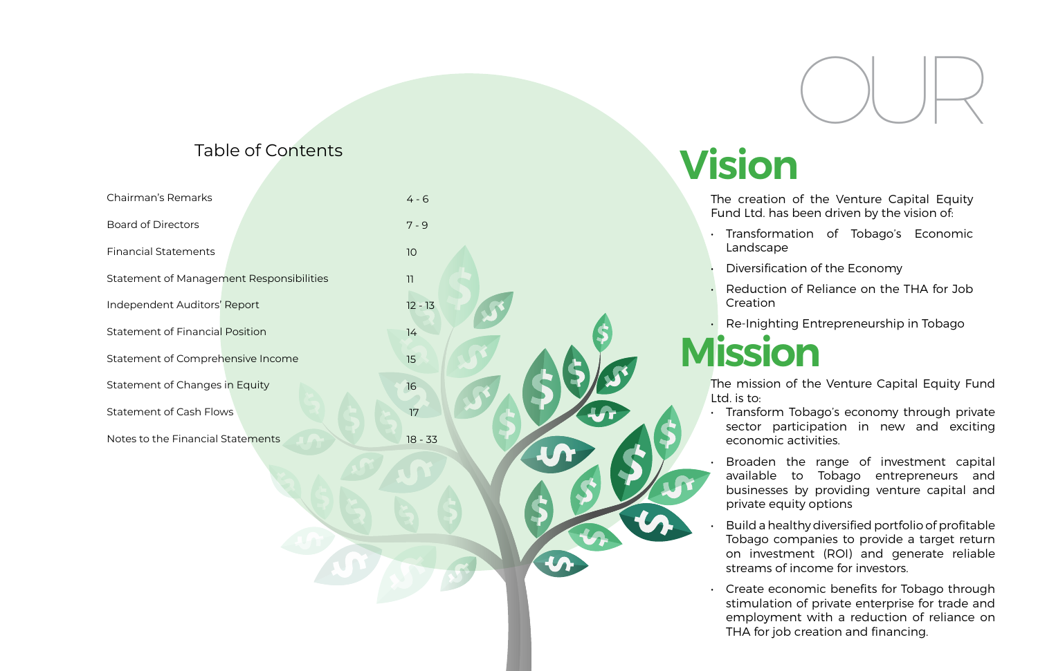## Table of Contents

| | |
|---|---|
| Chairman's Remarks | 4 - 6 |
| Board of Directors | 7 - 9 |
| Financial Statements | 10 |
| Statement of Management Responsibilities | 11 |
| Independent Auditors' Report | 12 - 13 |
| Statement of Financial Position | 14 |
| Statement of Comprehensive Income | 15 |
| Statement of Changes in Equity | 16 |
| Statement of Cash Flows | 17 |
| Notes to the Financial Statements | 18 - 33 |

# OUR Vision

The creation of the Venture Capital Equity Fund Ltd. has been driven by the vision of:

- Transformation of Tobago's Economic Landscape
- Diversification of the Economy
- Reduction of Reliance on the THA for Job Creation
- Re-Inighting Entrepreneurship in Tobago

# Mission

The mission of the Venture Capital Equity Fund Ltd. is to:

- Transform Tobago's economy through private sector participation in new and exciting economic activities.
- Broaden the range of investment capital available to Tobago entrepreneurs and businesses by providing venture capital and private equity options
- Build a healthy diversified portfolio of profitable Tobago companies to provide a target return on investment (ROI) and generate reliable streams of income for investors.
- Create economic benefits for Tobago through stimulation of private enterprise for trade and employment with a reduction of reliance on THA for job creation and financing.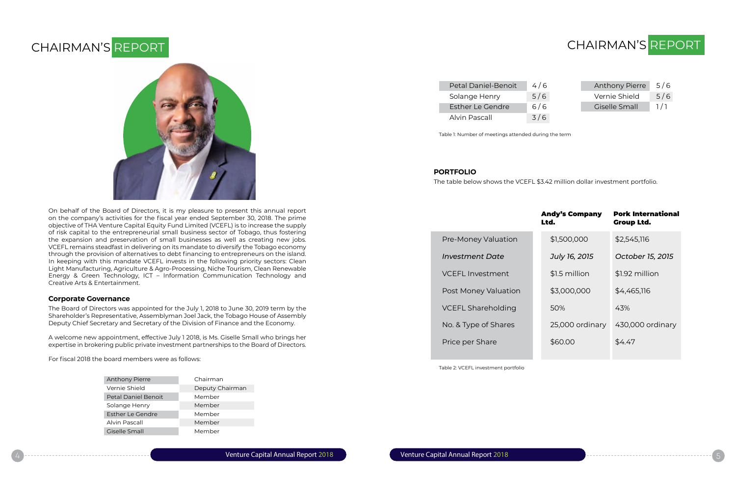# CHAIRMAN'S REPORT

On behalf of the Board of Directors, it is my pleasure to present this annual report on the company's activities for the fiscal year ended September 30, 2018. The prime objective of THA Venture Capital Equity Fund Limited (VCEFL) is to increase the supply of risk capital to the entrepreneurial small business sector of Tobago, thus fostering the expansion and preservation of small businesses as well as creating new jobs. VCEFL remains steadfast in delivering on its mandate to diversify the Tobago economy through the provision of alternatives to debt financing to entrepreneurs on the island. In keeping with this mandate VCEFL invests in the following priority sectors: Clean Light Manufacturing, Agriculture & Agro-Processing, Niche Tourism, Clean Renewable Energy & Green Technology, ICT – Information Communication Technology and Creative Arts & Entertainment.

### Corporate Governance

The Board of Directors was appointed for the July 1, 2018 to June 30, 2019 term by the Shareholder's Representative, Assemblyman Joel Jack, the Tobago House of Assembly Deputy Chief Secretary and Secretary of the Division of Finance and the Economy.

A welcome new appointment, effective July 1 2018, is Ms. Giselle Small who brings her expertise in brokering public private investment partnerships to the Board of Directors.

For fiscal 2018 the board members were as follows:

| Name | Position |
|---|---|
| Anthony Pierre | Chairman |
| Vernie Shield | Deputy Chairman |
| Petal Daniel Benoit | Member |
| Solange Henry | Member |
| Esther Le Gendre | Member |
| Alvin Pascall | Member |
| Giselle Small | Member |

| Name | Meetings |
|---|---|
| Petal Daniel-Benoit | 4 / 6 |
| Solange Henry | 5 / 6 |
| Esther Le Gendre | 6 / 6 |
| Alvin Pascall | 3 / 6 |
| Anthony Pierre | 5 / 6 |
| Vernie Shield | 5 / 6 |
| Giselle Small | 1 / 1 |

Table 1: Number of meetings attended during the term

### PORTFOLIO

The table below shows the VCEFL $3.42 million dollar investment portfolio.

| | **Andy's Company Ltd.** | **Pork International Group Ltd.** |
|---|---|---|
| Pre-Money Valuation | $1,500,000 | $2,545,116 |
| *Investment Date* | *July 16, 2015* | *October 15, 2015* |
| VCEFL Investment | $1.5 million | $1.92 million |
| Post Money Valuation | $3,000,000 | $4,465,116 |
| VCEFL Shareholding | 50% | 43% |
| No. & Type of Shares | 25,000 ordinary | 430,000 ordinary |
| Price per Share | $60.00 | $4.47 |

Table 2: VCEFL investment portfolio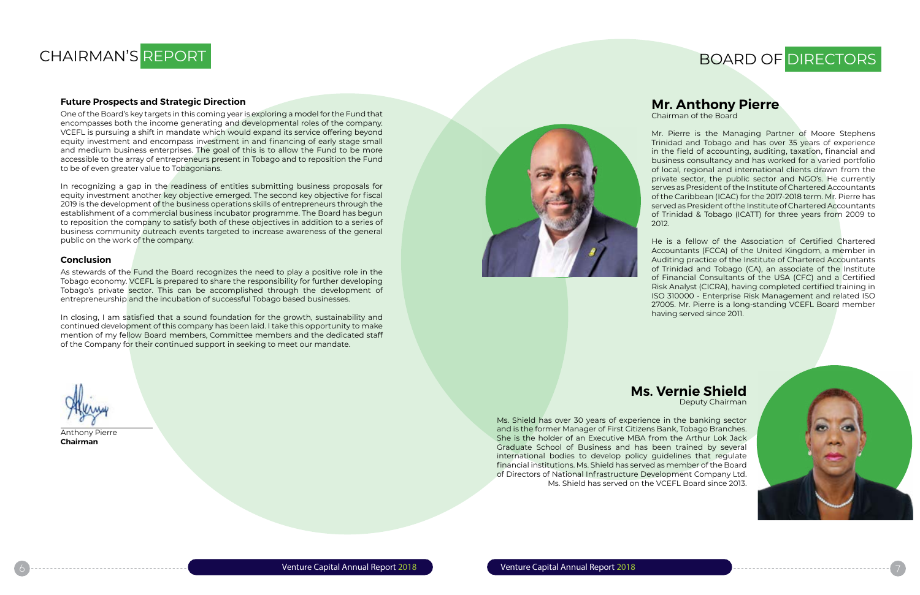# CHAIRMAN'S REPORT

### Future Prospects and Strategic Direction

One of the Board's key targets in this coming year is exploring a model for the Fund that encompasses both the income generating and developmental roles of the company. VCEFL is pursuing a shift in mandate which would expand its service offering beyond equity investment and encompass investment in and financing of early stage small and medium business enterprises. The goal of this is to allow the Fund to be more accessible to the array of entrepreneurs present in Tobago and to reposition the Fund to be of even greater value to Tobagonians.

In recognizing a gap in the readiness of entities submitting business proposals for equity investment another key objective emerged. The second key objective for fiscal 2019 is the development of the business operations skills of entrepreneurs through the establishment of a commercial business incubator programme. The Board has begun to reposition the company to satisfy both of these objectives in addition to a series of business community outreach events targeted to increase awareness of the general public on the work of the company.

### Conclusion

As stewards of the Fund the Board recognizes the need to play a positive role in the Tobago economy. VCEFL is prepared to share the responsibility for further developing Tobago's private sector. This can be accomplished through the development of entrepreneurship and the incubation of successful Tobago based businesses.

In closing, I am satisfied that a sound foundation for the growth, sustainability and continued development of this company has been laid. I take this opportunity to make mention of my fellow Board members, Committee members and the dedicated staff of the Company for their continued support in seeking to meet our mandate.

Anthony Pierre
**Chairman**

# BOARD OF DIRECTORS

## Mr. Anthony Pierre

Chairman of the Board

Mr. Pierre is the Managing Partner of Moore Stephens Trinidad and Tobago and has over 35 years of experience in the field of accounting, auditing, taxation, financial and business consultancy and has worked for a varied portfolio of local, regional and international clients drawn from the private sector, the public sector and NGO's. He currently serves as President of the Institute of Chartered Accountants of the Caribbean (ICAC) for the 2017-2018 term. Mr. Pierre has served as President of the Institute of Chartered Accountants of Trinidad & Tobago (ICATT) for three years from 2009 to 2012.

He is a fellow of the Association of Certified Chartered Accountants (FCCA) of the United Kingdom, a member in Auditing practice of the Institute of Chartered Accountants of Trinidad and Tobago (CA), an associate of the Institute of Financial Consultants of the USA (CFC) and a Certified Risk Analyst (CICRA), having completed certified training in ISO 310000 - Enterprise Risk Management and related ISO 27005. Mr. Pierre is a long-standing VCEFL Board member having served since 2011.

## Ms. Vernie Shield

Deputy Chairman

Ms. Shield has over 30 years of experience in the banking sector and is the former Manager of First Citizens Bank, Tobago Branches. She is the holder of an Executive MBA from the Arthur Lok Jack Graduate School of Business and has been trained by several international bodies to develop policy guidelines that regulate financial institutions. Ms. Shield has served as member of the Board of Directors of National Infrastructure Development Company Ltd. Ms. Shield has served on the VCEFL Board since 2013.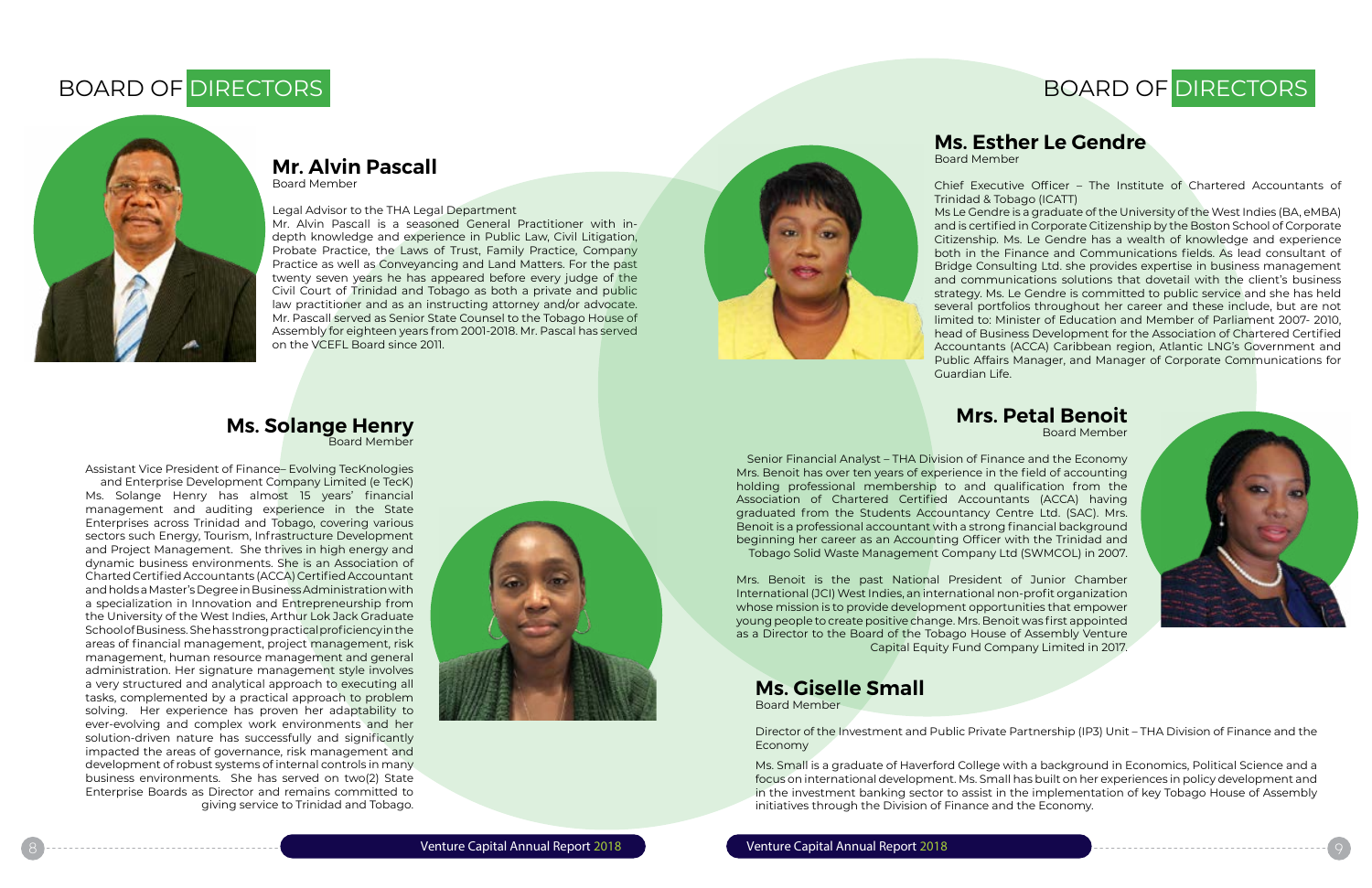# BOARD OF DIRECTORS

## Mr. Alvin Pascall

Board Member

Legal Advisor to the THA Legal Department

Mr. Alvin Pascall is a seasoned General Practitioner with in-depth knowledge and experience in Public Law, Civil Litigation, Probate Practice, the Laws of Trust, Family Practice, Company Practice as well as Conveyancing and Land Matters. For the past twenty seven years he has appeared before every judge of the Civil Court of Trinidad and Tobago as both a private and public law practitioner and as an instructing attorney and/or advocate. Mr. Pascall served as Senior State Counsel to the Tobago House of Assembly for eighteen years from 2001-2018. Mr. Pascal has served on the VCEFL Board since 2011.

## Ms. Solange Henry

Board Member

Assistant Vice President of Finance– Evolving TecKnologies and Enterprise Development Company Limited (e TecK)

Ms. Solange Henry has almost 15 years' financial management and auditing experience in the State Enterprises across Trinidad and Tobago, covering various sectors such Energy, Tourism, Infrastructure Development and Project Management. She thrives in high energy and dynamic business environments. She is an Association of Charted Certified Accountants (ACCA) Certified Accountant and holds a Master's Degree in Business Administration with a specialization in Innovation and Entrepreneurship from the University of the West Indies, Arthur Lok Jack Graduate School of Business. She has strong practical proficiency in the areas of financial management, project management, risk management, human resource management and general administration. Her signature management style involves a very structured and analytical approach to executing all tasks, complemented by a practical approach to problem solving. Her experience has proven her adaptability to ever-evolving and complex work environments and her solution-driven nature has successfully and significantly impacted the areas of governance, risk management and development of robust systems of internal controls in many business environments. She has served on two(2) State Enterprise Boards as Director and remains committed to giving service to Trinidad and Tobago.

# BOARD OF DIRECTORS

## Ms. Esther Le Gendre

Board Member

Chief Executive Officer – The Institute of Chartered Accountants of Trinidad & Tobago (ICATT)

Ms Le Gendre is a graduate of the University of the West Indies (BA, eMBA) and is certified in Corporate Citizenship by the Boston School of Corporate Citizenship. Ms. Le Gendre has a wealth of knowledge and experience both in the Finance and Communications fields. As lead consultant of Bridge Consulting Ltd. she provides expertise in business management and communications solutions that dovetail with the client's business strategy. Ms. Le Gendre is committed to public service and she has held several portfolios throughout her career and these include, but are not limited to: Minister of Education and Member of Parliament 2007- 2010, head of Business Development for the Association of Chartered Certified Accountants (ACCA) Caribbean region, Atlantic LNG's Government and Public Affairs Manager, and Manager of Corporate Communications for Guardian Life.

## Mrs. Petal Benoit

Board Member

Senior Financial Analyst – THA Division of Finance and the Economy

Mrs. Benoit has over ten years of experience in the field of accounting holding professional membership to and qualification from the Association of Chartered Certified Accountants (ACCA) having graduated from the Students Accountancy Centre Ltd. (SAC). Mrs. Benoit is a professional accountant with a strong financial background beginning her career as an Accounting Officer with the Trinidad and Tobago Solid Waste Management Company Ltd (SWMCOL) in 2007.

Mrs. Benoit is the past National President of Junior Chamber International (JCI) West Indies, an international non-profit organization whose mission is to provide development opportunities that empower young people to create positive change. Mrs. Benoit was first appointed as a Director to the Board of the Tobago House of Assembly Venture Capital Equity Fund Company Limited in 2017.

## Ms. Giselle Small

Board Member

Director of the Investment and Public Private Partnership (IP3) Unit – THA Division of Finance and the Economy

Ms. Small is a graduate of Haverford College with a background in Economics, Political Science and a focus on international development. Ms. Small has built on her experiences in policy development and in the investment banking sector to assist in the implementation of key Tobago House of Assembly initiatives through the Division of Finance and the Economy.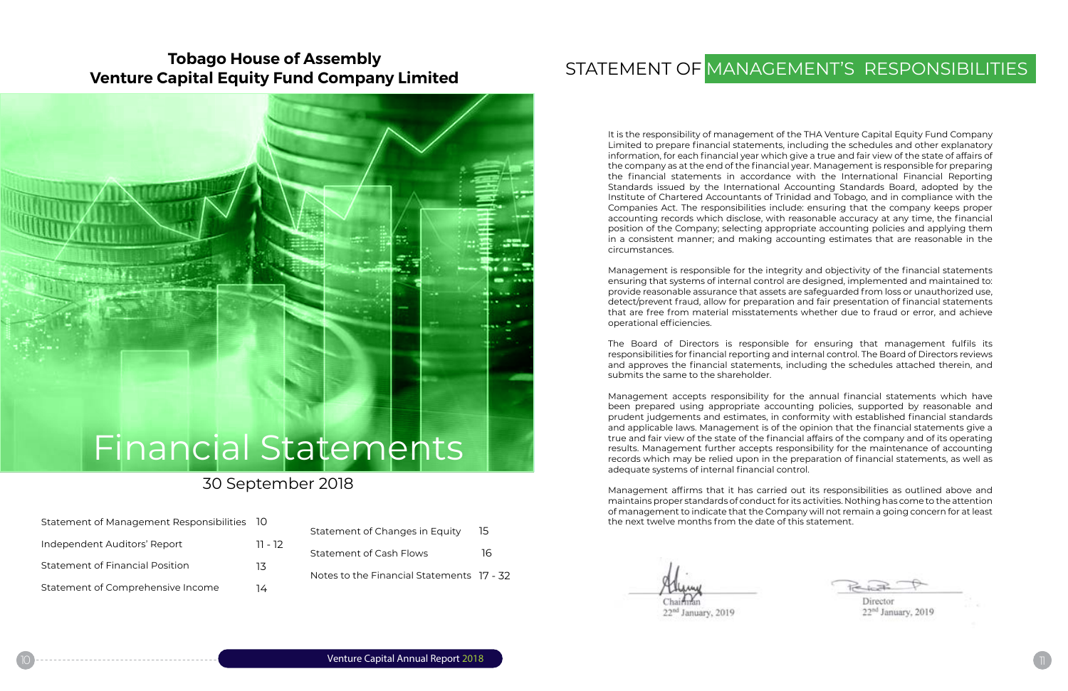# Tobago House of Assembly
# Venture Capital Equity Fund Company Limited

## Financial Statements

30 September 2018

| | |
|---|---|
| Statement of Management Responsibilities | 10 |
| Independent Auditors' Report | 11 - 12 |
| Statement of Financial Position | 13 |
| Statement of Comprehensive Income | 14 |
| Statement of Changes in Equity | 15 |
| Statement of Cash Flows | 16 |
| Notes to the Financial Statements | 17 - 32 |

# STATEMENT OF MANAGEMENT'S RESPONSIBILITIES

It is the responsibility of management of the THA Venture Capital Equity Fund Company Limited to prepare financial statements, including the schedules and other explanatory information, for each financial year which give a true and fair view of the state of affairs of the company as at the end of the financial year. Management is responsible for preparing the financial statements in accordance with the International Financial Reporting Standards issued by the International Accounting Standards Board, adopted by the Institute of Chartered Accountants of Trinidad and Tobago, and in compliance with the Companies Act. The responsibilities include: ensuring that the company keeps proper accounting records which disclose, with reasonable accuracy at any time, the financial position of the Company; selecting appropriate accounting policies and applying them in a consistent manner; and making accounting estimates that are reasonable in the circumstances.

Management is responsible for the integrity and objectivity of the financial statements ensuring that systems of internal control are designed, implemented and maintained to: provide reasonable assurance that assets are safeguarded from loss or unauthorized use, detect/prevent fraud, allow for preparation and fair presentation of financial statements that are free from material misstatements whether due to fraud or error, and achieve operational efficiencies.

The Board of Directors is responsible for ensuring that management fulfils its responsibilities for financial reporting and internal control. The Board of Directors reviews and approves the financial statements, including the schedules attached therein, and submits the same to the shareholder.

Management accepts responsibility for the annual financial statements which have been prepared using appropriate accounting policies, supported by reasonable and prudent judgements and estimates, in conformity with established financial standards and applicable laws. Management is of the opinion that the financial statements give a true and fair view of the state of the financial affairs of the company and of its operating results. Management further accepts responsibility for the maintenance of accounting records which may be relied upon in the preparation of financial statements, as well as adequate systems of internal financial control.

Management affirms that it has carried out its responsibilities as outlined above and maintains proper standards of conduct for its activities. Nothing has come to the attention of management to indicate that the Company will not remain a going concern for at least the next twelve months from the date of this statement.

Chairman
22nd January, 2019

Director
22nd January, 2019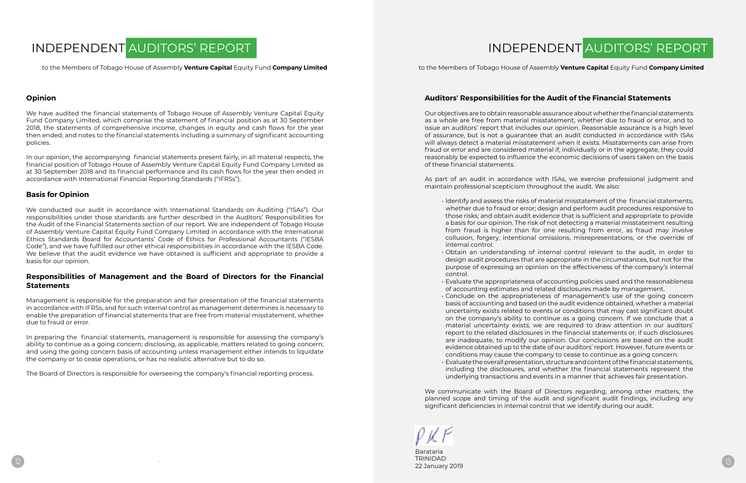# INDEPENDENT AUDITORS' REPORT

to the Members of Tobago House of Assembly **Venture Capital** Equity Fund **Company Limited**

## Opinion

We have audited the financial statements of Tobago House of Assembly Venture Capital Equity Fund Company Limited, which comprise the statement of financial position as at 30 September 2018, the statements of comprehensive income, changes in equity and cash flows for the year then ended, and notes to the financial statements including a summary of significant accounting policies.

In our opinion, the accompanying financial statements present fairly, in all material respects, the financial position of Tobago House of Assembly Venture Capital Equity Fund Company Limited as at 30 September 2018 and its financial performance and its cash flows for the year then ended in accordance with International Financial Reporting Standards ("IFRSs").

## Basis for Opinion

We conducted our audit in accordance with International Standards on Auditing ("ISAs"). Our responsibilities under those standards are further described in the Auditors' Responsibilities for the Audit of the Financial Statements section of our report. We are independent of Tobago House of Assembly Venture Capital Equity Fund Company Limited in accordance with the International Ethics Standards Board for Accountants' Code of Ethics for Professional Accountants ("IESBA Code"), and we have fulfilled our other ethical responsibilities in accordance with the IESBA Code. We believe that the audit evidence we have obtained is sufficient and appropriate to provide a basis for our opinion.

## Responsibilities of Management and the Board of Directors for the Financial Statements

Management is responsible for the preparation and fair presentation of the financial statements in accordance with IFRSs, and for such internal control as management determines is necessary to enable the preparation of financial statements that are free from material misstatement, whether due to fraud or error.

In preparing the financial statements, management is responsible for assessing the company's ability to continue as a going concern; disclosing, as applicable, matters related to going concern; and using the going concern basis of accounting unless management either intends to liquidate the company or to cease operations, or has no realistic alternative but to do so.

The Board of Directors is responsible for overseeing the company's financial reporting process.

## Auditors' Responsibilities for the Audit of the Financial Statements

Our objectives are to obtain reasonable assurance about whether the financial statements as a whole are free from material misstatement, whether due to fraud or error, and to issue an auditors' report that includes our opinion. Reasonable assurance is a high level of assurance, but is not a guarantee that an audit conducted in accordance with ISAs will always detect a material misstatement when it exists. Misstatements can arise from fraud or error and are considered material if, individually or in the aggregate, they could reasonably be expected to influence the economic decisions of users taken on the basis of these financial statements.

As part of an audit in accordance with ISAs, we exercise professional judgment and maintain professional scepticism throughout the audit. We also:

- Identify and assess the risks of material misstatement of the financial statements, whether due to fraud or error; design and perform audit procedures responsive to those risks; and obtain audit evidence that is sufficient and appropriate to provide a basis for our opinion. The risk of not detecting a material misstatement resulting from fraud is higher than for one resulting from error, as fraud may involve collusion, forgery, intentional omissions, misrepresentations, or the override of internal control.
- Obtain an understanding of internal control relevant to the audit, in order to design audit procedures that are appropriate in the circumstances, but not for the purpose of expressing an opinion on the effectiveness of the company's internal control.
- Evaluate the appropriateness of accounting policies used and the reasonableness of accounting estimates and related disclosures made by management.
- Conclude on the appropriateness of management's use of the going concern basis of accounting and based on the audit evidence obtained, whether a material uncertainty exists related to events or conditions that may cast significant doubt on the company's ability to continue as a going concern. If we conclude that a material uncertainty exists, we are required to draw attention in our auditors' report to the related disclosures in the financial statements or, if such disclosures are inadequate, to modify our opinion. Our conclusions are based on the audit evidence obtained up to the date of our auditors' report. However, future events or conditions may cause the company to cease to continue as a going concern.
- Evaluate the overall presentation, structure and content of the financial statements, including the disclosures, and whether the financial statements represent the underlying transactions and events in a manner that achieves fair presentation.

We communicate with the Board of Directors regarding, among other matters, the planned scope and timing of the audit and significant audit findings, including any significant deficiencies in internal control that we identify during our audit.

PKF

Barataria
TRINIDAD
22 January 2019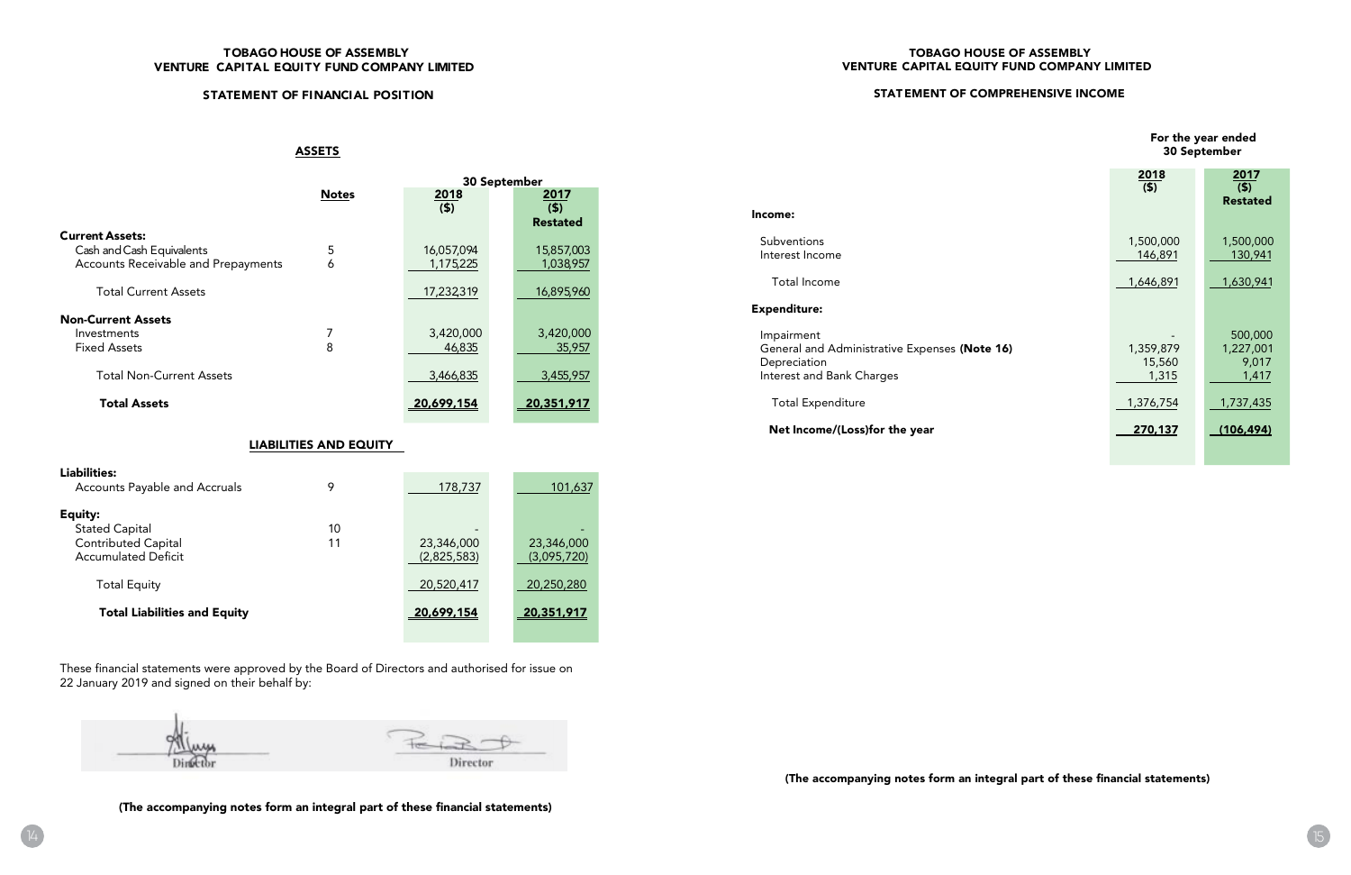# TOBAGO HOUSE OF ASSEMBLY
# VENTURE CAPITAL EQUITY FUND COMPANY LIMITED

## STATEMENT OF FINANCIAL POSITION

### ASSETS

| | Notes | 30 September 2018 ($) | 30 September 2017 ($) Restated |
|---|---|---|---|
| **Current Assets:** | | | |
| Cash and Cash Equivalents | 5 | 16,057,094 | 15,857,003 |
| Accounts Receivable and Prepayments | 6 | 1,175,225 | 1,038,957 |
| Total Current Assets | | 17,232,319 | 16,895,960 |
| **Non-Current Assets** | | | |
| Investments | 7 | 3,420,000 | 3,420,000 |
| Fixed Assets | 8 | 46,835 | 35,957 |
| Total Non-Current Assets | | 3,466,835 | 3,455,957 |
| **Total Assets** | | **20,699,154** | **20,351,917** |

### LIABILITIES AND EQUITY

| | Notes | 2018 ($) | 2017 ($) Restated |
|---|---|---|---|
| **Liabilities:** | | | |
| Accounts Payable and Accruals | 9 | 178,737 | 101,637 |
| **Equity:** | | | |
| Stated Capital | 10 | - | - |
| Contributed Capital | 11 | 23,346,000 | 23,346,000 |
| Accumulated Deficit | | (2,825,583) | (3,095,720) |
| Total Equity | | 20,520,417 | 20,250,280 |
| **Total Liabilities and Equity** | | **20,699,154** | **20,351,917** |

These financial statements were approved by the Board of Directors and authorised for issue on 22 January 2019 and signed on their behalf by:

Director                Director

**(The accompanying notes form an integral part of these financial statements)**

# TOBAGO HOUSE OF ASSEMBLY
# VENTURE CAPITAL EQUITY FUND COMPANY LIMITED

## STATEMENT OF COMPREHENSIVE INCOME

| | For the year ended 30 September 2018 ($) | For the year ended 30 September 2017 ($) Restated |
|---|---|---|
| **Income:** | | |
| Subventions | 1,500,000 | 1,500,000 |
| Interest Income | 146,891 | 130,941 |
| Total Income | 1,646,891 | 1,630,941 |
| **Expenditure:** | | |
| Impairment | - | 500,000 |
| General and Administrative Expenses **(Note 16)** | 1,359,879 | 1,227,001 |
| Depreciation | 15,560 | 9,017 |
| Interest and Bank Charges | 1,315 | 1,417 |
| Total Expenditure | 1,376,754 | 1,737,435 |
| **Net Income/(Loss)for the year** | **270,137** | **(106,494)** |

**(The accompanying notes form an integral part of these financial statements)**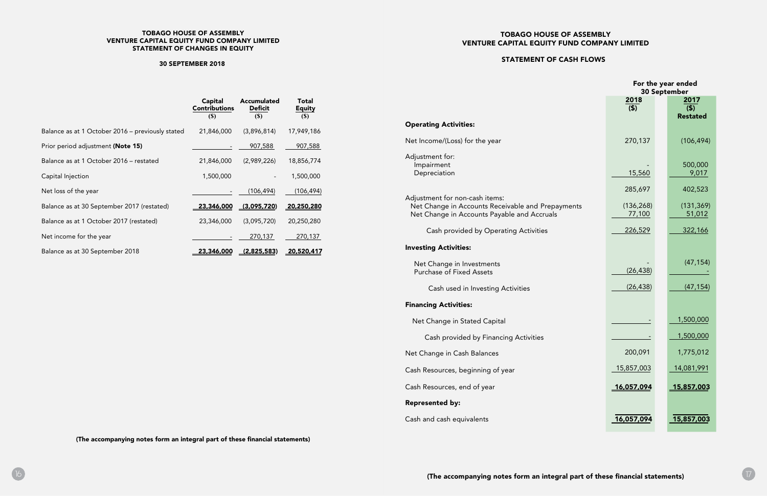## TOBAGO HOUSE OF ASSEMBLY
## VENTURE CAPITAL EQUITY FUND COMPANY LIMITED
## STATEMENT OF CHANGES IN EQUITY

### 30 SEPTEMBER 2018

| | Capital Contributions ($) | Accumulated Deficit ($) | Total Equity ($) |
|---|---|---|---|
| Balance as at 1 October 2016 – previously stated | 21,846,000 | (3,896,814) | 17,949,186 |
| Prior period adjustment **(Note 15)** | - | 907,588 | 907,588 |
| Balance as at 1 October 2016 – restated | 21,846,000 | (2,989,226) | 18,856,774 |
| Capital Injection | 1,500,000 | - | 1,500,000 |
| Net loss of the year | - | (106,494) | (106,494) |
| Balance as at 30 September 2017 (restated) | **23,346,000** | **(3,095,720)** | **20,250,280** |
| Balance as at 1 October 2017 (restated) | 23,346,000 | (3,095,720) | 20,250,280 |
| Net income for the year | - | 270,137 | 270,137 |
| Balance as at 30 September 2018 | **23,346,000** | **(2,825,583)** | **20,520,417** |

**(The accompanying notes form an integral part of these financial statements)**

## TOBAGO HOUSE OF ASSEMBLY
## VENTURE CAPITAL EQUITY FUND COMPANY LIMITED

### STATEMENT OF CASH FLOWS

| | For the year ended 30 September | |
|---|---|---|
| | 2018 ($) | 2017 ($) Restated |
| **Operating Activities:** | | |
| Net Income/(Loss) for the year | 270,137 | (106,494) |
| Adjustment for: | | |
| Impairment | - | 500,000 |
| Depreciation | 15,560 | 9,017 |
| | 285,697 | 402,523 |
| Adjustment for non-cash items: | | |
| Net Change in Accounts Receivable and Prepayments | (136,268) | (131,369) |
| Net Change in Accounts Payable and Accruals | 77,100 | 51,012 |
| Cash provided by Operating Activities | 226,529 | 322,166 |
| **Investing Activities:** | | |
| Net Change in Investments | - | (47,154) |
| Purchase of Fixed Assets | (26,438) | - |
| Cash used in Investing Activities | (26,438) | (47,154) |
| **Financing Activities:** | | |
| Net Change in Stated Capital | - | 1,500,000 |
| Cash provided by Financing Activities | - | 1,500,000 |
| Net Change in Cash Balances | 200,091 | 1,775,012 |
| Cash Resources, beginning of year | 15,857,003 | 14,081,991 |
| Cash Resources, end of year | **16,057,094** | **15,857,003** |
| **Represented by:** | | |
| Cash and cash equivalents | **16,057,094** | **15,857,003** |

**(The accompanying notes form an integral part of these financial statements)**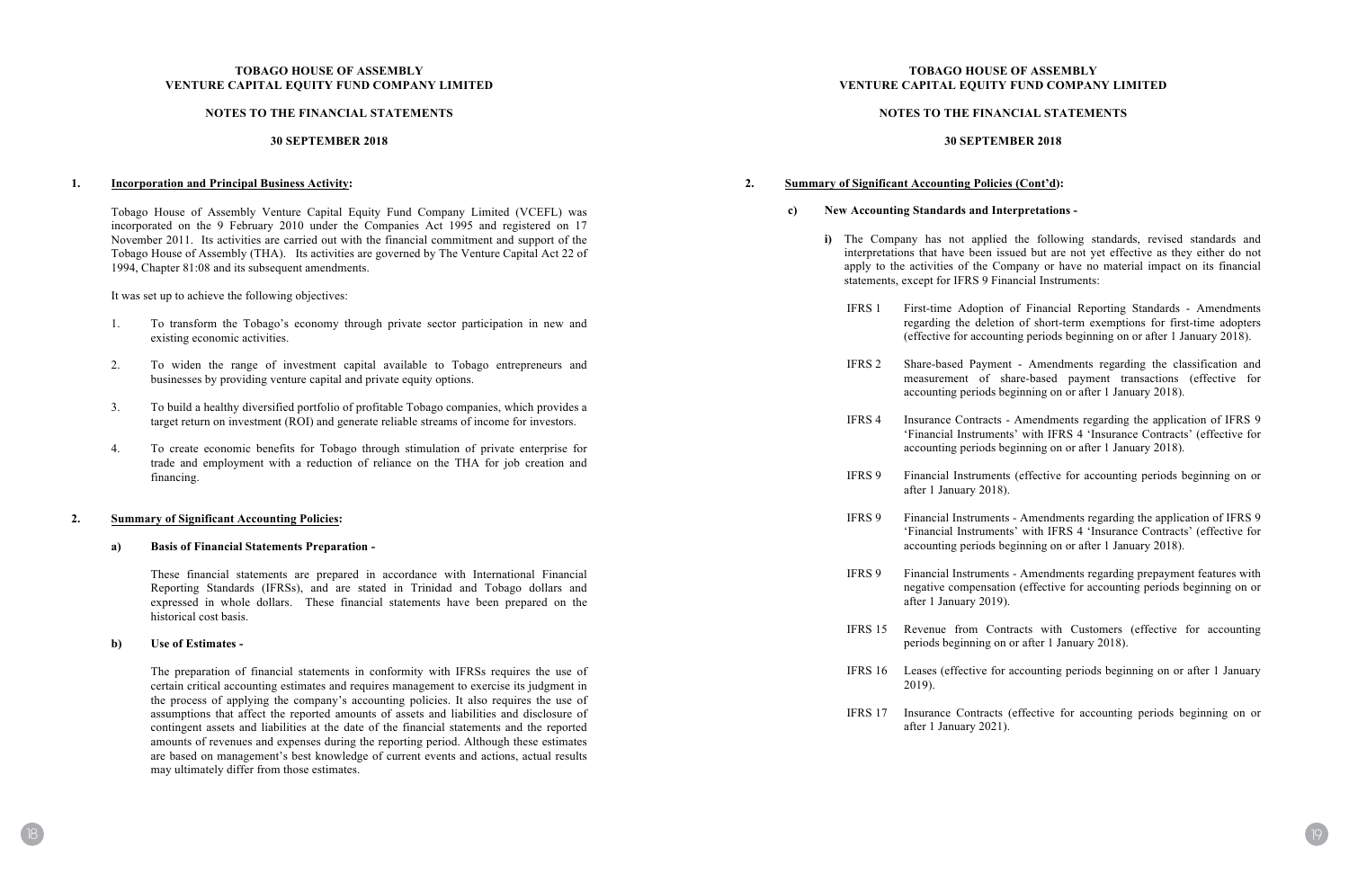# TOBAGO HOUSE OF ASSEMBLY
# VENTURE CAPITAL EQUITY FUND COMPANY LIMITED

## NOTES TO THE FINANCIAL STATEMENTS

## 30 SEPTEMBER 2018

**1. Incorporation and Principal Business Activity:**

Tobago House of Assembly Venture Capital Equity Fund Company Limited (VCEFL) was incorporated on the 9 February 2010 under the Companies Act 1995 and registered on 17 November 2011. Its activities are carried out with the financial commitment and support of the Tobago House of Assembly (THA). Its activities are governed by The Venture Capital Act 22 of 1994, Chapter 81:08 and its subsequent amendments.

It was set up to achieve the following objectives:

1. To transform the Tobago's economy through private sector participation in new and existing economic activities.
2. To widen the range of investment capital available to Tobago entrepreneurs and businesses by providing venture capital and private equity options.
3. To build a healthy diversified portfolio of profitable Tobago companies, which provides a target return on investment (ROI) and generate reliable streams of income for investors.
4. To create economic benefits for Tobago through stimulation of private enterprise for trade and employment with a reduction of reliance on the THA for job creation and financing.

**2. Summary of Significant Accounting Policies:**

**a) Basis of Financial Statements Preparation -**

These financial statements are prepared in accordance with International Financial Reporting Standards (IFRSs), and are stated in Trinidad and Tobago dollars and expressed in whole dollars. These financial statements have been prepared on the historical cost basis.

**b) Use of Estimates -**

The preparation of financial statements in conformity with IFRSs requires the use of certain critical accounting estimates and requires management to exercise its judgment in the process of applying the company's accounting policies. It also requires the use of assumptions that affect the reported amounts of assets and liabilities and disclosure of contingent assets and liabilities at the date of the financial statements and the reported amounts of revenues and expenses during the reporting period. Although these estimates are based on management's best knowledge of current events and actions, actual results may ultimately differ from those estimates.

**2. Summary of Significant Accounting Policies (Cont'd):**

**c) New Accounting Standards and Interpretations -**

**i)** The Company has not applied the following standards, revised standards and interpretations that have been issued but are not yet effective as they either do not apply to the activities of the Company or have no material impact on its financial statements, except for IFRS 9 Financial Instruments:

- IFRS 1 — First-time Adoption of Financial Reporting Standards - Amendments regarding the deletion of short-term exemptions for first-time adopters (effective for accounting periods beginning on or after 1 January 2018).
- IFRS 2 — Share-based Payment - Amendments regarding the classification and measurement of share-based payment transactions (effective for accounting periods beginning on or after 1 January 2018).
- IFRS 4 — Insurance Contracts - Amendments regarding the application of IFRS 9 'Financial Instruments' with IFRS 4 'Insurance Contracts' (effective for accounting periods beginning on or after 1 January 2018).
- IFRS 9 — Financial Instruments (effective for accounting periods beginning on or after 1 January 2018).
- IFRS 9 — Financial Instruments - Amendments regarding the application of IFRS 9 'Financial Instruments' with IFRS 4 'Insurance Contracts' (effective for accounting periods beginning on or after 1 January 2018).
- IFRS 9 — Financial Instruments - Amendments regarding prepayment features with negative compensation (effective for accounting periods beginning on or after 1 January 2019).
- IFRS 15 — Revenue from Contracts with Customers (effective for accounting periods beginning on or after 1 January 2018).
- IFRS 16 — Leases (effective for accounting periods beginning on or after 1 January 2019).
- IFRS 17 — Insurance Contracts (effective for accounting periods beginning on or after 1 January 2021).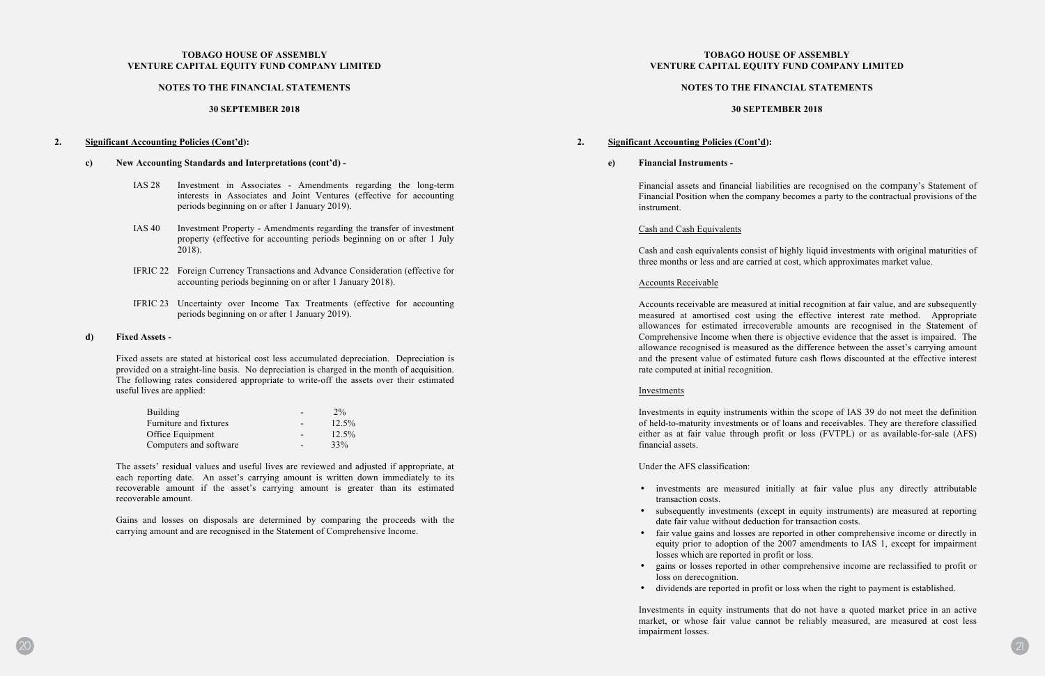**TOBAGO HOUSE OF ASSEMBLY**
**VENTURE CAPITAL EQUITY FUND COMPANY LIMITED**

**NOTES TO THE FINANCIAL STATEMENTS**

**30 SEPTEMBER 2018**

## 2. Significant Accounting Policies (Cont'd):

### c) New Accounting Standards and Interpretations (cont'd) -

IAS 28 Investment in Associates - Amendments regarding the long-term interests in Associates and Joint Ventures (effective for accounting periods beginning on or after 1 January 2019).

IAS 40 Investment Property - Amendments regarding the transfer of investment property (effective for accounting periods beginning on or after 1 July 2018).

IFRIC 22 Foreign Currency Transactions and Advance Consideration (effective for accounting periods beginning on or after 1 January 2018).

IFRIC 23 Uncertainty over Income Tax Treatments (effective for accounting periods beginning on or after 1 January 2019).

### d) Fixed Assets -

Fixed assets are stated at historical cost less accumulated depreciation. Depreciation is provided on a straight-line basis. No depreciation is charged in the month of acquisition. The following rates considered appropriate to write-off the assets over their estimated useful lives are applied:

| | | |
|---|---|---|
| Building | - | 2% |
| Furniture and fixtures | - | 12.5% |
| Office Equipment | - | 12.5% |
| Computers and software | - | 33% |

The assets' residual values and useful lives are reviewed and adjusted if appropriate, at each reporting date. An asset's carrying amount is written down immediately to its recoverable amount if the asset's carrying amount is greater than its estimated recoverable amount.

Gains and losses on disposals are determined by comparing the proceeds with the carrying amount and are recognised in the Statement of Comprehensive Income.

**TOBAGO HOUSE OF ASSEMBLY**
**VENTURE CAPITAL EQUITY FUND COMPANY LIMITED**

**NOTES TO THE FINANCIAL STATEMENTS**

**30 SEPTEMBER 2018**

## 2. Significant Accounting Policies (Cont'd):

### e) Financial Instruments -

Financial assets and financial liabilities are recognised on the company's Statement of Financial Position when the company becomes a party to the contractual provisions of the instrument.

Cash and Cash Equivalents

Cash and cash equivalents consist of highly liquid investments with original maturities of three months or less and are carried at cost, which approximates market value.

Accounts Receivable

Accounts receivable are measured at initial recognition at fair value, and are subsequently measured at amortised cost using the effective interest rate method. Appropriate allowances for estimated irrecoverable amounts are recognised in the Statement of Comprehensive Income when there is objective evidence that the asset is impaired. The allowance recognised is measured as the difference between the asset's carrying amount and the present value of estimated future cash flows discounted at the effective interest rate computed at initial recognition.

Investments

Investments in equity instruments within the scope of IAS 39 do not meet the definition of held-to-maturity investments or of loans and receivables. They are therefore classified either as at fair value through profit or loss (FVTPL) or as available-for-sale (AFS) financial assets.

Under the AFS classification:

- investments are measured initially at fair value plus any directly attributable transaction costs.
- subsequently investments (except in equity instruments) are measured at reporting date fair value without deduction for transaction costs.
- fair value gains and losses are reported in other comprehensive income or directly in equity prior to adoption of the 2007 amendments to IAS 1, except for impairment losses which are reported in profit or loss.
- gains or losses reported in other comprehensive income are reclassified to profit or loss on derecognition.
- dividends are reported in profit or loss when the right to payment is established.

Investments in equity instruments that do not have a quoted market price in an active market, or whose fair value cannot be reliably measured, are measured at cost less impairment losses.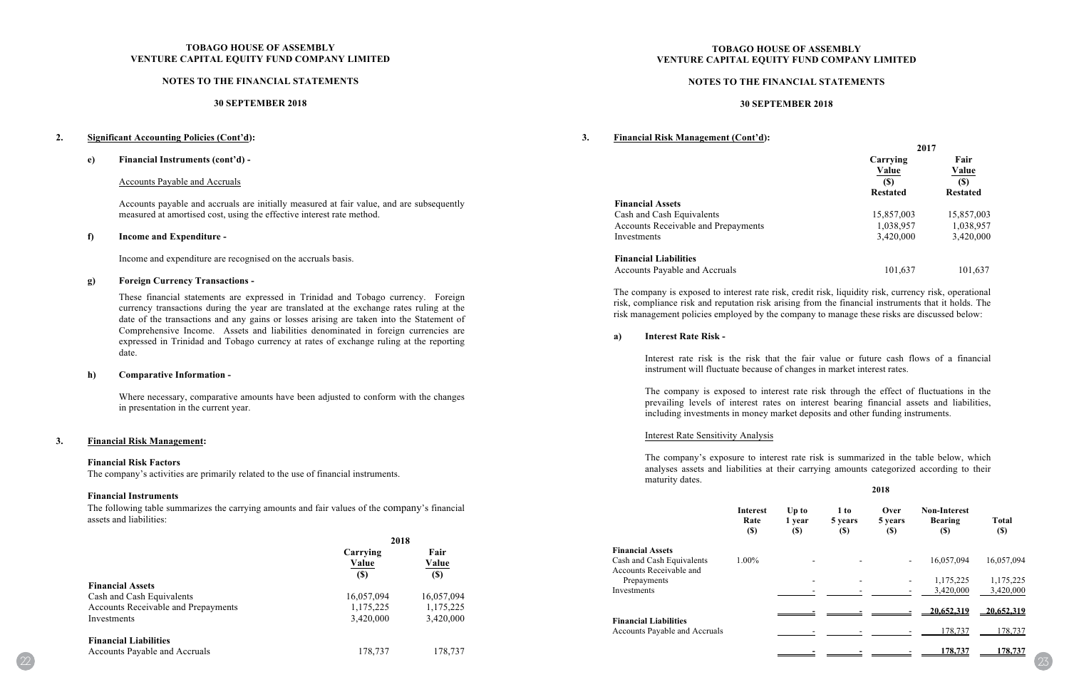## 2. Significant Accounting Policies (Cont'd):

### e) Financial Instruments (cont'd) -

Accounts Payable and Accruals

Accounts payable and accruals are initially measured at fair value, and are subsequently measured at amortised cost, using the effective interest rate method.

### f) Income and Expenditure -

Income and expenditure are recognised on the accruals basis.

### g) Foreign Currency Transactions -

These financial statements are expressed in Trinidad and Tobago currency. Foreign currency transactions during the year are translated at the exchange rates ruling at the date of the transactions and any gains or losses arising are taken into the Statement of Comprehensive Income. Assets and liabilities denominated in foreign currencies are expressed in Trinidad and Tobago currency at rates of exchange ruling at the reporting date.

### h) Comparative Information -

Where necessary, comparative amounts have been adjusted to conform with the changes in presentation in the current year.

## 3. Financial Risk Management:

**Financial Risk Factors**
The company's activities are primarily related to the use of financial instruments.

**Financial Instruments**
The following table summarizes the carrying amounts and fair values of the company's financial assets and liabilities:

| | 2018 | |
|---|---|---|
| | Carrying Value ($) | Fair Value ($) |
| **Financial Assets** | | |
| Cash and Cash Equivalents | 16,057,094 | 16,057,094 |
| Accounts Receivable and Prepayments | 1,175,225 | 1,175,225 |
| Investments | 3,420,000 | 3,420,000 |
| **Financial Liabilities** | | |
| Accounts Payable and Accruals | 178,737 | 178,737 |

## 3. Financial Risk Management (Cont'd):

| | 2017 | |
|---|---|---|
| | Carrying Value ($) Restated | Fair Value ($) Restated |
| **Financial Assets** | | |
| Cash and Cash Equivalents | 15,857,003 | 15,857,003 |
| Accounts Receivable and Prepayments | 1,038,957 | 1,038,957 |
| Investments | 3,420,000 | 3,420,000 |
| **Financial Liabilities** | | |
| Accounts Payable and Accruals | 101,637 | 101,637 |

The company is exposed to interest rate risk, credit risk, liquidity risk, currency risk, operational risk, compliance risk and reputation risk arising from the financial instruments that it holds. The risk management policies employed by the company to manage these risks are discussed below:

### a) Interest Rate Risk -

Interest rate risk is the risk that the fair value or future cash flows of a financial instrument will fluctuate because of changes in market interest rates.

The company is exposed to interest rate risk through the effect of fluctuations in the prevailing levels of interest rates on interest bearing financial assets and liabilities, including investments in money market deposits and other funding instruments.

Interest Rate Sensitivity Analysis

The company's exposure to interest rate risk is summarized in the table below, which analyses assets and liabilities at their carrying amounts categorized according to their maturity dates.

| 2018 | Interest Rate ($) | Up to 1 year ($) | 1 to 5 years ($) | Over 5 years ($) | Non-Interest Bearing ($) | Total ($) |
|---|---|---|---|---|---|---|
| **Financial Assets** | | | | | | |
| Cash and Cash Equivalents | 1.00% | - | - | - | 16,057,094 | 16,057,094 |
| Accounts Receivable and Prepayments | | - | - | - | 1,175,225 | 1,175,225 |
| Investments | | - | - | - | 3,420,000 | 3,420,000 |
| | | - | - | - | 20,652,319 | 20,652,319 |
| **Financial Liabilities** | | | | | | |
| Accounts Payable and Accruals | | - | - | - | 178,737 | 178,737 |
| | | - | - | - | 178,737 | 178,737 |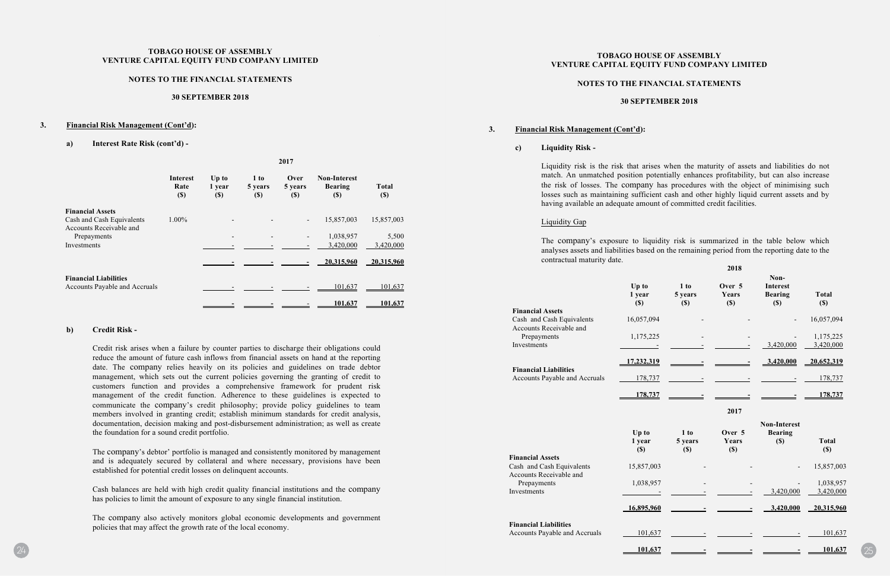# TOBAGO HOUSE OF ASSEMBLY
# VENTURE CAPITAL EQUITY FUND COMPANY LIMITED

## NOTES TO THE FINANCIAL STATEMENTS

## 30 SEPTEMBER 2018

### 3. Financial Risk Management (Cont'd):

#### a) Interest Rate Risk (cont'd) -

**2017**

| | Interest Rate ($) | Up to 1 year ($) | 1 to 5 years ($) | Over 5 years ($) | Non-Interest Bearing ($) | Total ($) |
|---|---|---|---|---|---|---|
| **Financial Assets** | | | | | | |
| Cash and Cash Equivalents | 1.00% | - | - | - | 15,857,003 | 15,857,003 |
| Accounts Receivable and Prepayments | | - | - | - | 1,038,957 | 5,500 |
| Investments | | - | - | - | 3,420,000 | 3,420,000 |
| | | - | - | - | 20,315,960 | 20,315,960 |
| **Financial Liabilities** | | | | | | |
| Accounts Payable and Accruals | | - | - | - | 101,637 | 101,637 |
| | | - | - | - | 101,637 | 101,637 |

#### b) Credit Risk -

Credit risk arises when a failure by counter parties to discharge their obligations could reduce the amount of future cash inflows from financial assets on hand at the reporting date. The company relies heavily on its policies and guidelines on trade debtor management, which sets out the current policies governing the granting of credit to customers function and provides a comprehensive framework for prudent risk management of the credit function. Adherence to these guidelines is expected to communicate the company's credit philosophy; provide policy guidelines to team members involved in granting credit; establish minimum standards for credit analysis, documentation, decision making and post-disbursement administration; as well as create the foundation for a sound credit portfolio.

The company's debtor' portfolio is managed and consistently monitored by management and is adequately secured by collateral and where necessary, provisions have been established for potential credit losses on delinquent accounts.

Cash balances are held with high credit quality financial institutions and the company has policies to limit the amount of exposure to any single financial institution.

The company also actively monitors global economic developments and government policies that may affect the growth rate of the local economy.

### 3. Financial Risk Management (Cont'd):

#### c) Liquidity Risk -

Liquidity risk is the risk that arises when the maturity of assets and liabilities do not match. An unmatched position potentially enhances profitability, but can also increase the risk of losses. The company has procedures with the object of minimising such losses such as maintaining sufficient cash and other highly liquid current assets and by having available an adequate amount of committed credit facilities.

Liquidity Gap

The company's exposure to liquidity risk is summarized in the table below which analyses assets and liabilities based on the remaining period from the reporting date to the contractual maturity date.

**2018**

| | Up to 1 year ($) | 1 to 5 years ($) | Over 5 Years ($) | Non-Interest Bearing ($) | Total ($) |
|---|---|---|---|---|---|
| **Financial Assets** | | | | | |
| Cash and Cash Equivalents | 16,057,094 | - | - | - | 16,057,094 |
| Accounts Receivable and Prepayments | 1,175,225 | - | - | - | 1,175,225 |
| Investments | - | - | - | 3,420,000 | 3,420,000 |
| | 17,232,319 | - | - | 3,420,000 | 20,652,319 |
| **Financial Liabilities** | | | | | |
| Accounts Payable and Accruals | 178,737 | - | - | - | 178,737 |
| | 178,737 | - | - | - | 178,737 |

**2017**

| | Up to 1 year ($) | 1 to 5 years ($) | Over 5 Years ($) | Non-Interest Bearing ($) | Total ($) |
|---|---|---|---|---|---|
| **Financial Assets** | | | | | |
| Cash and Cash Equivalents | 15,857,003 | - | - | - | 15,857,003 |
| Accounts Receivable and Prepayments | 1,038,957 | - | - | - | 1,038,957 |
| Investments | - | - | - | 3,420,000 | 3,420,000 |
| | 16,895,960 | - | - | 3,420,000 | 20,315,960 |
| **Financial Liabilities** | | | | | |
| Accounts Payable and Accruals | 101,637 | - | - | - | 101,637 |
| | 101,637 | - | - | - | 101,637 |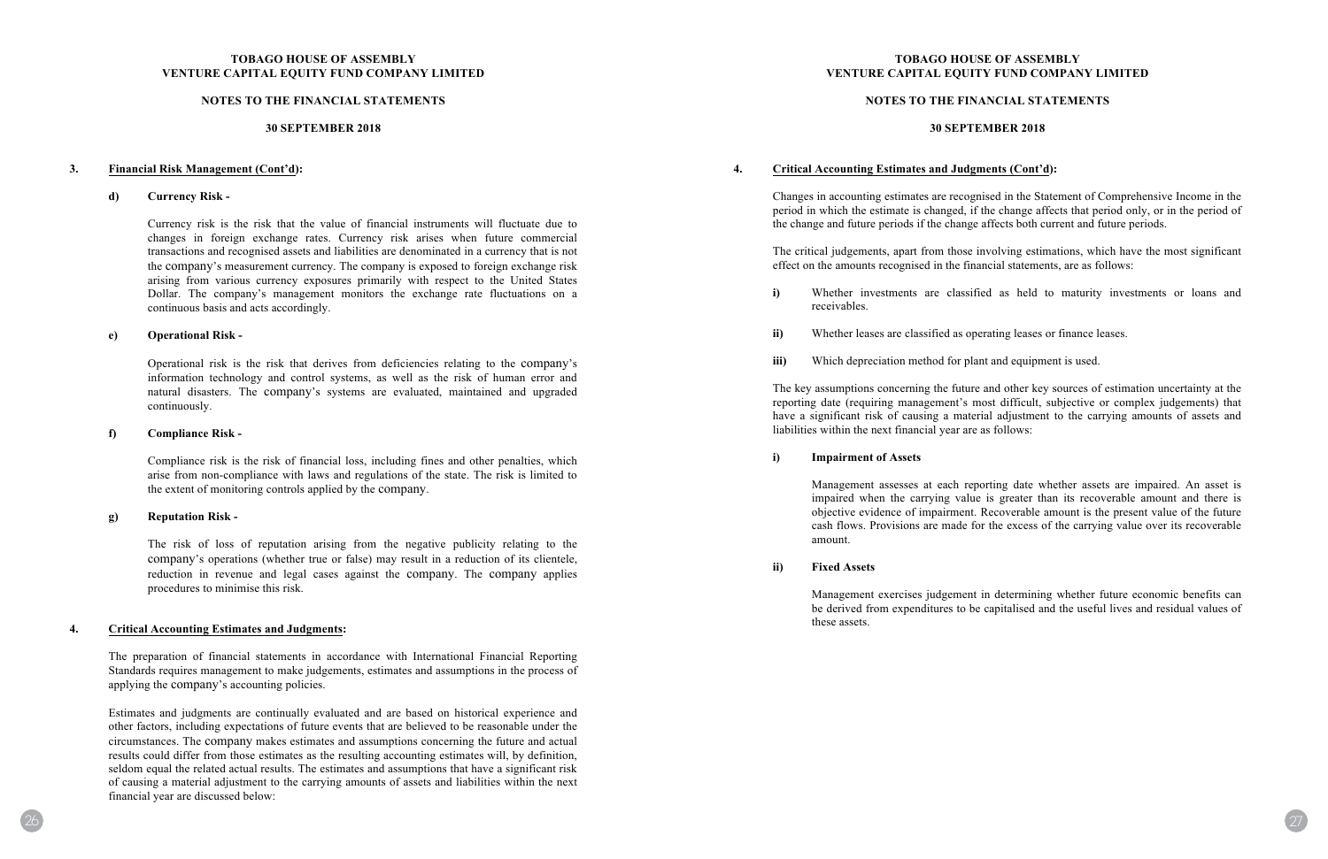### 3. Financial Risk Management (Cont'd):

**d) Currency Risk -**

Currency risk is the risk that the value of financial instruments will fluctuate due to changes in foreign exchange rates. Currency risk arises when future commercial transactions and recognised assets and liabilities are denominated in a currency that is not the company's measurement currency. The company is exposed to foreign exchange risk arising from various currency exposures primarily with respect to the United States Dollar. The company's management monitors the exchange rate fluctuations on a continuous basis and acts accordingly.

**e) Operational Risk -**

Operational risk is the risk that derives from deficiencies relating to the company's information technology and control systems, as well as the risk of human error and natural disasters. The company's systems are evaluated, maintained and upgraded continuously.

**f) Compliance Risk -**

Compliance risk is the risk of financial loss, including fines and other penalties, which arise from non-compliance with laws and regulations of the state. The risk is limited to the extent of monitoring controls applied by the company.

**g) Reputation Risk -**

The risk of loss of reputation arising from the negative publicity relating to the company's operations (whether true or false) may result in a reduction of its clientele, reduction in revenue and legal cases against the company. The company applies procedures to minimise this risk.

### 4. Critical Accounting Estimates and Judgments:

The preparation of financial statements in accordance with International Financial Reporting Standards requires management to make judgements, estimates and assumptions in the process of applying the company's accounting policies.

Estimates and judgments are continually evaluated and are based on historical experience and other factors, including expectations of future events that are believed to be reasonable under the circumstances. The company makes estimates and assumptions concerning the future and actual results could differ from those estimates as the resulting accounting estimates will, by definition, seldom equal the related actual results. The estimates and assumptions that have a significant risk of causing a material adjustment to the carrying amounts of assets and liabilities within the next financial year are discussed below:

### 4. Critical Accounting Estimates and Judgments (Cont'd):

Changes in accounting estimates are recognised in the Statement of Comprehensive Income in the period in which the estimate is changed, if the change affects that period only, or in the period of the change and future periods if the change affects both current and future periods.

The critical judgements, apart from those involving estimations, which have the most significant effect on the amounts recognised in the financial statements, are as follows:

**i)** Whether investments are classified as held to maturity investments or loans and receivables.

**ii)** Whether leases are classified as operating leases or finance leases.

**iii)** Which depreciation method for plant and equipment is used.

The key assumptions concerning the future and other key sources of estimation uncertainty at the reporting date (requiring management's most difficult, subjective or complex judgements) that have a significant risk of causing a material adjustment to the carrying amounts of assets and liabilities within the next financial year are as follows:

**i) Impairment of Assets**

Management assesses at each reporting date whether assets are impaired. An asset is impaired when the carrying value is greater than its recoverable amount and there is objective evidence of impairment. Recoverable amount is the present value of the future cash flows. Provisions are made for the excess of the carrying value over its recoverable amount.

**ii) Fixed Assets**

Management exercises judgement in determining whether future economic benefits can be derived from expenditures to be capitalised and the useful lives and residual values of these assets.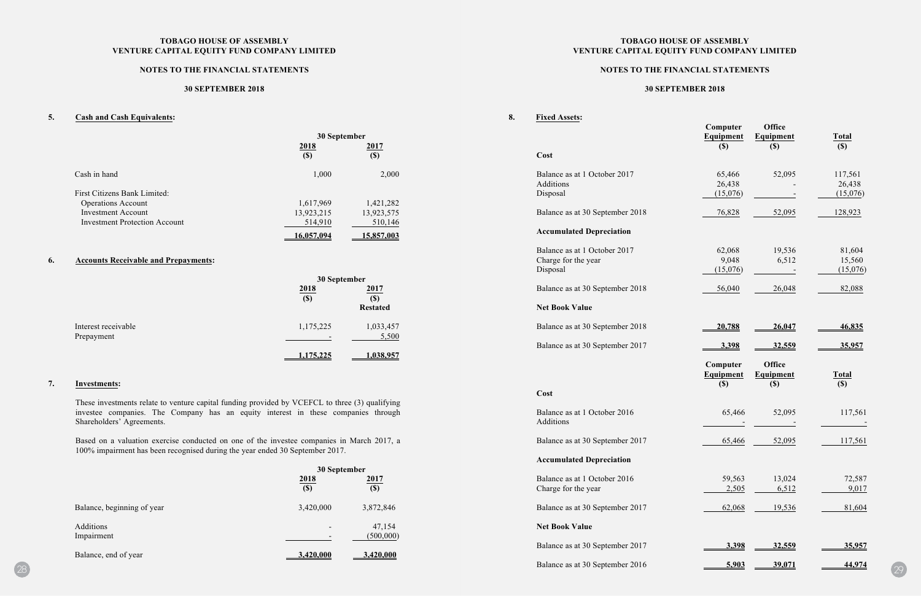## 5. Cash and Cash Equivalents:

| | 30 September 2018 ($) | 30 September 2017 ($) |
|---|---|---|
| Cash in hand | 1,000 | 2,000 |
| First Citizens Bank Limited: | | |
| Operations Account | 1,617,969 | 1,421,282 |
| Investment Account | 13,923,215 | 13,923,575 |
| Investment Protection Account | 514,910 | 510,146 |
| | **16,057,094** | **15,857,003** |

## 6. Accounts Receivable and Prepayments:

| | 30 September 2018 ($) | 30 September 2017 ($) Restated |
|---|---|---|
| Interest receivable | 1,175,225 | 1,033,457 |
| Prepayment | - | 5,500 |
| | **1,175,225** | **1,038,957** |

## 7. Investments:

These investments relate to venture capital funding provided by VCEFCL to three (3) qualifying investee companies. The Company has an equity interest in these companies through Shareholders' Agreements.

Based on a valuation exercise conducted on one of the investee companies in March 2017, a 100% impairment has been recognised during the year ended 30 September 2017.

| | 30 September 2018 ($) | 30 September 2017 ($) |
|---|---|---|
| Balance, beginning of year | 3,420,000 | 3,872,846 |
| Additions | - | 47,154 |
| Impairment | - | (500,000) |
| Balance, end of year | **3,420,000** | **3,420,000** |

## 8. Fixed Assets:

| | Computer Equipment ($) | Office Equipment ($) | Total ($) |
|---|---|---|---|
| **Cost** | | | |
| Balance as at 1 October 2017 | 65,466 | 52,095 | 117,561 |
| Additions | 26,438 | - | 26,438 |
| Disposal | (15,076) | - | (15,076) |
| Balance as at 30 September 2018 | 76,828 | 52,095 | 128,923 |
| **Accumulated Depreciation** | | | |
| Balance as at 1 October 2017 | 62,068 | 19,536 | 81,604 |
| Charge for the year | 9,048 | 6,512 | 15,560 |
| Disposal | (15,076) | - | (15,076) |
| Balance as at 30 September 2018 | 56,040 | 26,048 | 82,088 |
| **Net Book Value** | | | |
| Balance as at 30 September 2018 | **20,788** | **26,047** | **46,835** |
| Balance as at 30 September 2017 | **3,398** | **32,559** | **35,957** |

| | Computer Equipment ($) | Office Equipment ($) | Total ($) |
|---|---|---|---|
| **Cost** | | | |
| Balance as at 1 October 2016 | 65,466 | 52,095 | 117,561 |
| Additions | - | - | - |
| Balance as at 30 September 2017 | 65,466 | 52,095 | 117,561 |
| **Accumulated Depreciation** | | | |
| Balance as at 1 October 2016 | 59,563 | 13,024 | 72,587 |
| Charge for the year | 2,505 | 6,512 | 9,017 |
| Balance as at 30 September 2017 | 62,068 | 19,536 | 81,604 |
| **Net Book Value** | | | |
| Balance as at 30 September 2017 | **3,398** | **32,559** | **35,957** |
| Balance as at 30 September 2016 | **5,903** | **39,071** | **44,974** |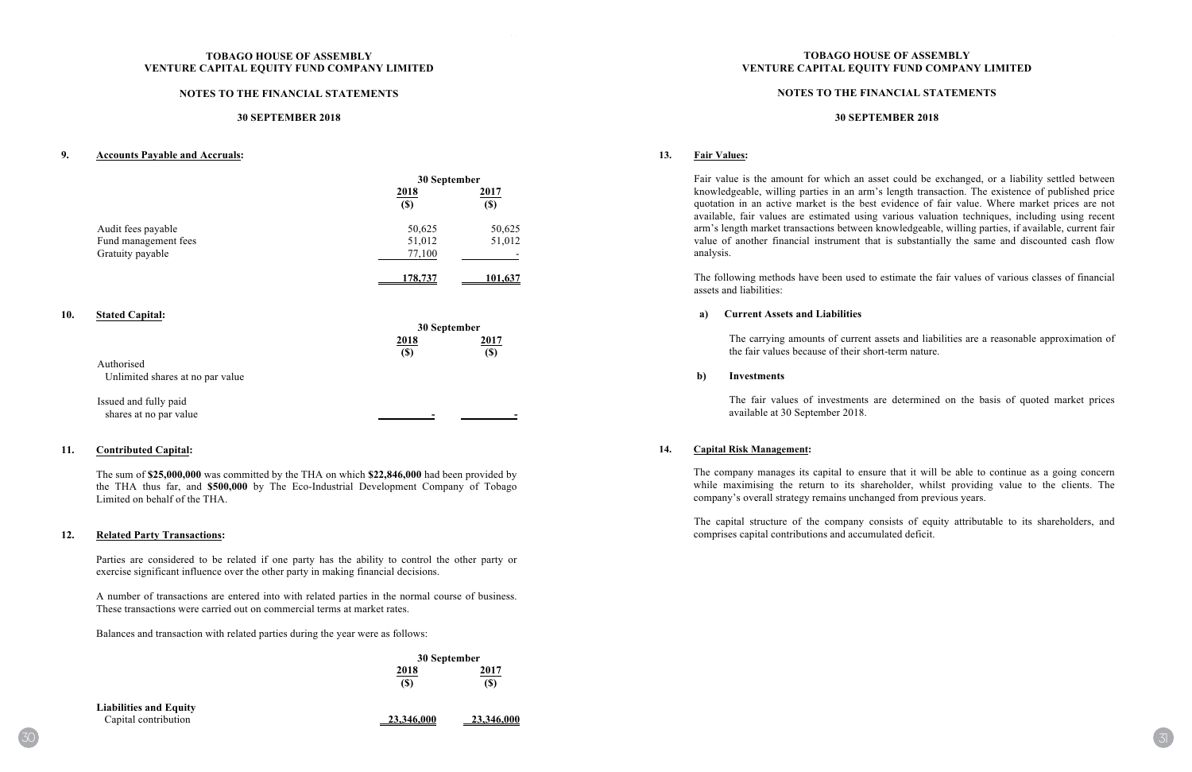# TOBAGO HOUSE OF ASSEMBLY
# VENTURE CAPITAL EQUITY FUND COMPANY LIMITED

## NOTES TO THE FINANCIAL STATEMENTS

## 30 SEPTEMBER 2018

### 9. Accounts Payable and Accruals:

| | 30 September | |
|---|---|---|
| | **2018** | **2017** |
| | **($)** | **($)** |
| Audit fees payable | 50,625 | 50,625 |
| Fund management fees | 51,012 | 51,012 |
| Gratuity payable | 77,100 | - |
| | **178,737** | **101,637** |

### 10. Stated Capital:

| | 30 September | |
|---|---|---|
| | **2018** | **2017** |
| | **($)** | **($)** |
| Authorised | | |
| Unlimited shares at no par value | | |
| Issued and fully paid | | |
| shares at no par value | - | - |

### 11. Contributed Capital:

The sum of **$25,000,000** was committed by the THA on which **$22,846,000** had been provided by the THA thus far, and **$500,000** by The Eco-Industrial Development Company of Tobago Limited on behalf of the THA.

### 12. Related Party Transactions:

Parties are considered to be related if one party has the ability to control the other party or exercise significant influence over the other party in making financial decisions.

A number of transactions are entered into with related parties in the normal course of business. These transactions were carried out on commercial terms at market rates.

Balances and transaction with related parties during the year were as follows:

| | 30 September | |
|---|---|---|
| | **2018** | **2017** |
| | **($)** | **($)** |
| **Liabilities and Equity** | | |
| Capital contribution | **23,346,000** | **23,346,000** |

### 13. Fair Values:

Fair value is the amount for which an asset could be exchanged, or a liability settled between knowledgeable, willing parties in an arm's length transaction. The existence of published price quotation in an active market is the best evidence of fair value. Where market prices are not available, fair values are estimated using various valuation techniques, including using recent arm's length market transactions between knowledgeable, willing parties, if available, current fair value of another financial instrument that is substantially the same and discounted cash flow analysis.

The following methods have been used to estimate the fair values of various classes of financial assets and liabilities:

**a) Current Assets and Liabilities**

The carrying amounts of current assets and liabilities are a reasonable approximation of the fair values because of their short-term nature.

**b) Investments**

The fair values of investments are determined on the basis of quoted market prices available at 30 September 2018.

### 14. Capital Risk Management:

The company manages its capital to ensure that it will be able to continue as a going concern while maximising the return to its shareholder, whilst providing value to the clients. The company's overall strategy remains unchanged from previous years.

The capital structure of the company consists of equity attributable to its shareholders, and comprises capital contributions and accumulated deficit.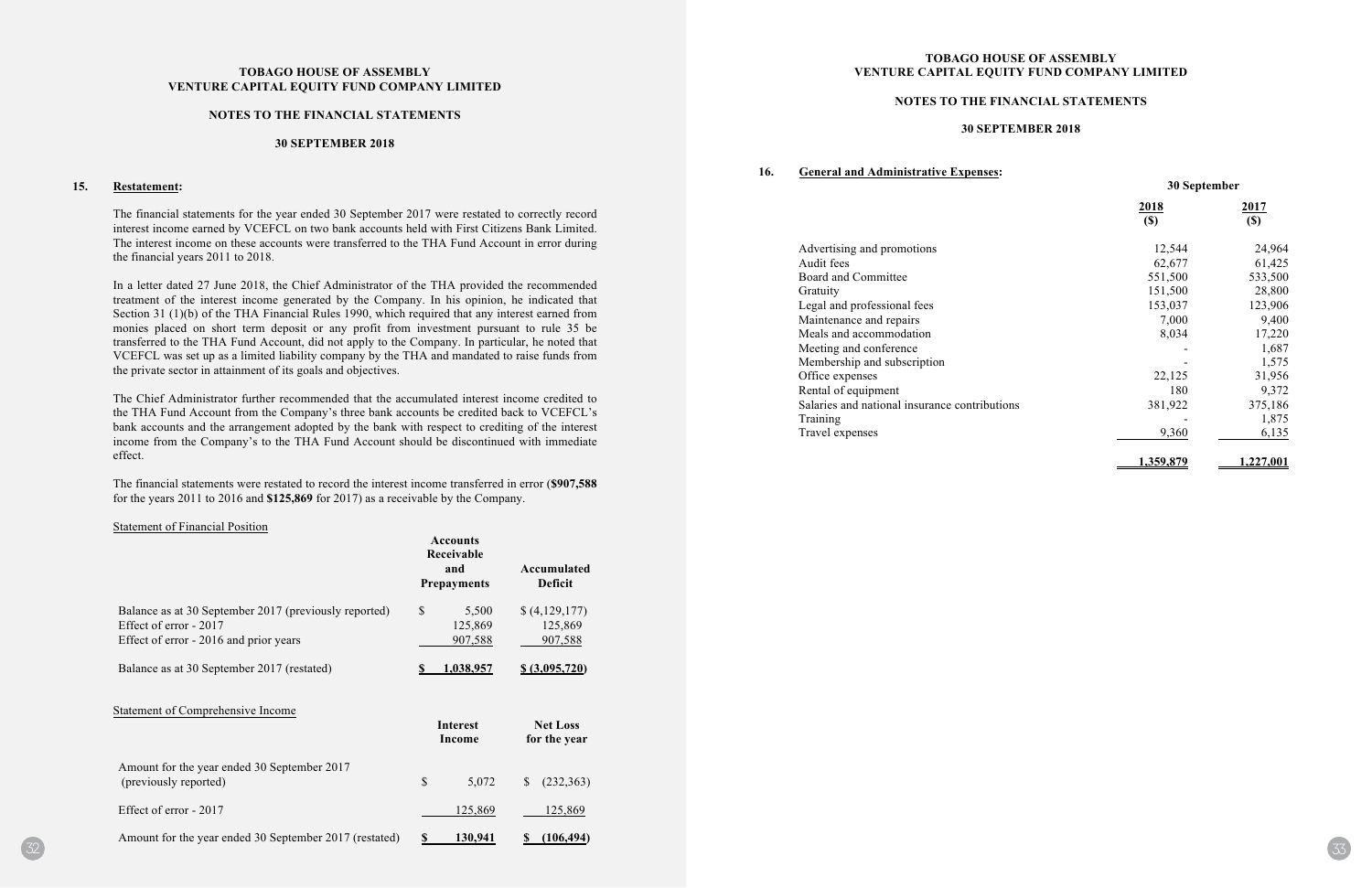# TOBAGO HOUSE OF ASSEMBLY VENTURE CAPITAL EQUITY FUND COMPANY LIMITED

## NOTES TO THE FINANCIAL STATEMENTS

## 30 SEPTEMBER 2018

### 15. Restatement:

The financial statements for the year ended 30 September 2017 were restated to correctly record interest income earned by VCEFCL on two bank accounts held with First Citizens Bank Limited. The interest income on these accounts were transferred to the THA Fund Account in error during the financial years 2011 to 2018.

In a letter dated 27 June 2018, the Chief Administrator of the THA provided the recommended treatment of the interest income generated by the Company. In his opinion, he indicated that Section 31 (1)(b) of the THA Financial Rules 1990, which required that any interest earned from monies placed on short term deposit or any profit from investment pursuant to rule 35 be transferred to the THA Fund Account, did not apply to the Company. In particular, he noted that VCEFCL was set up as a limited liability company by the THA and mandated to raise funds from the private sector in attainment of its goals and objectives.

The Chief Administrator further recommended that the accumulated interest income credited to the THA Fund Account from the Company's three bank accounts be credited back to VCEFCL's bank accounts and the arrangement adopted by the bank with respect to crediting of the interest income from the Company's to the THA Fund Account should be discontinued with immediate effect.

The financial statements were restated to record the interest income transferred in error (**$907,588** for the years 2011 to 2016 and **$125,869** for 2017) as a receivable by the Company.

Statement of Financial Position

| | Accounts Receivable and Prepayments | Accumulated Deficit |
|---|---|---|
| Balance as at 30 September 2017 (previously reported) | $ 5,500 | $ (4,129,177) |
| Effect of error - 2017 | 125,869 | 125,869 |
| Effect of error - 2016 and prior years | 907,588 | 907,588 |
| Balance as at 30 September 2017 (restated) | **$ 1,038,957** | **$ (3,095,720)** |

Statement of Comprehensive Income

| | Interest Income | Net Loss for the year |
|---|---|---|
| Amount for the year ended 30 September 2017 (previously reported) | $ 5,072 | $ (232,363) |
| Effect of error - 2017 | 125,869 | 125,869 |
| Amount for the year ended 30 September 2017 (restated) | **$ 130,941** | **$ (106,494)** |

### 16. General and Administrative Expenses:

| | 30 September 2018 ($) | 30 September 2017 ($) |
|---|---|---|
| Advertising and promotions | 12,544 | 24,964 |
| Audit fees | 62,677 | 61,425 |
| Board and Committee | 551,500 | 533,500 |
| Gratuity | 151,500 | 28,800 |
| Legal and professional fees | 153,037 | 123,906 |
| Maintenance and repairs | 7,000 | 9,400 |
| Meals and accommodation | 8,034 | 17,220 |
| Meeting and conference | - | 1,687 |
| Membership and subscription | - | 1,575 |
| Office expenses | 22,125 | 31,956 |
| Rental of equipment | 180 | 9,372 |
| Salaries and national insurance contributions | 381,922 | 375,186 |
| Training | - | 1,875 |
| Travel expenses | 9,360 | 6,135 |
| | **1,359,879** | **1,227,001** |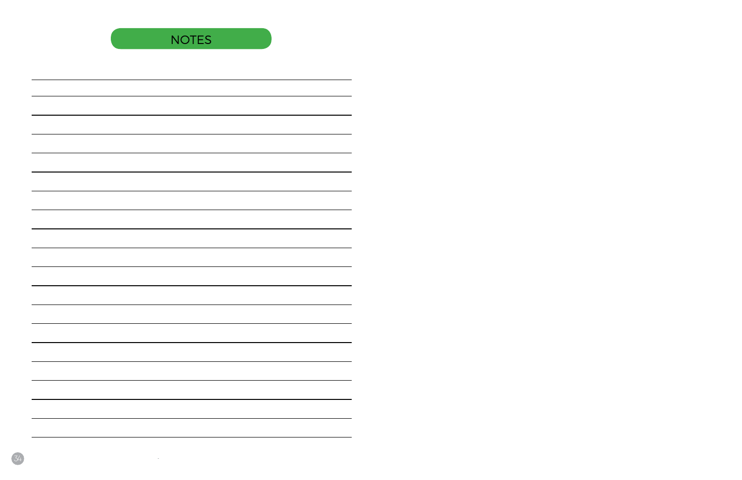# NOTES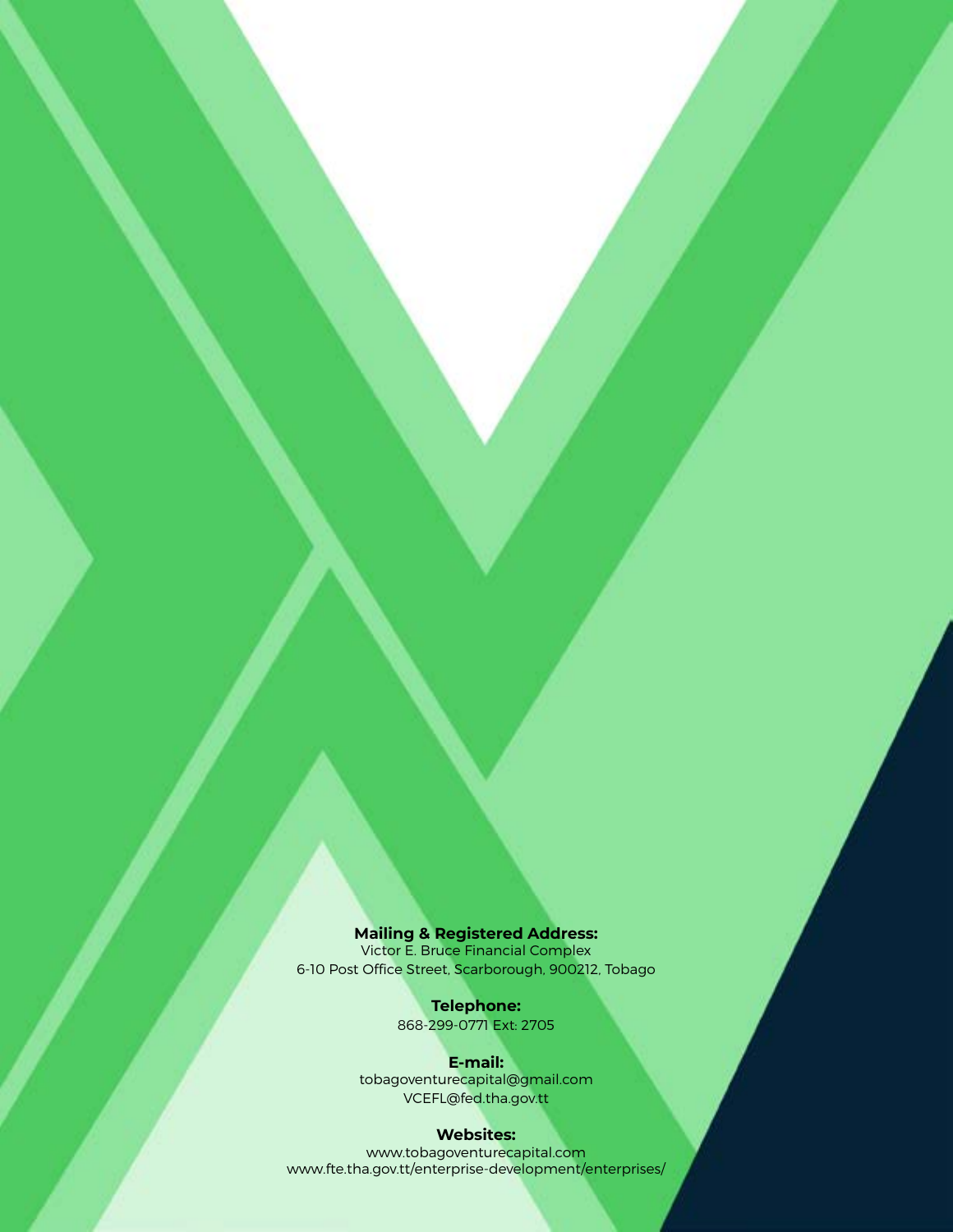**Mailing & Registered Address:**
Victor E. Bruce Financial Complex
6-10 Post Office Street, Scarborough, 900212, Tobago

**Telephone:**
868-299-0771 Ext: 2705

**E-mail:**
tobagoventurecapital@gmail.com
VCEFL@fed.tha.gov.tt

**Websites:**
www.tobagoventurecapital.com
www.fte.tha.gov.tt/enterprise-development/enterprises/